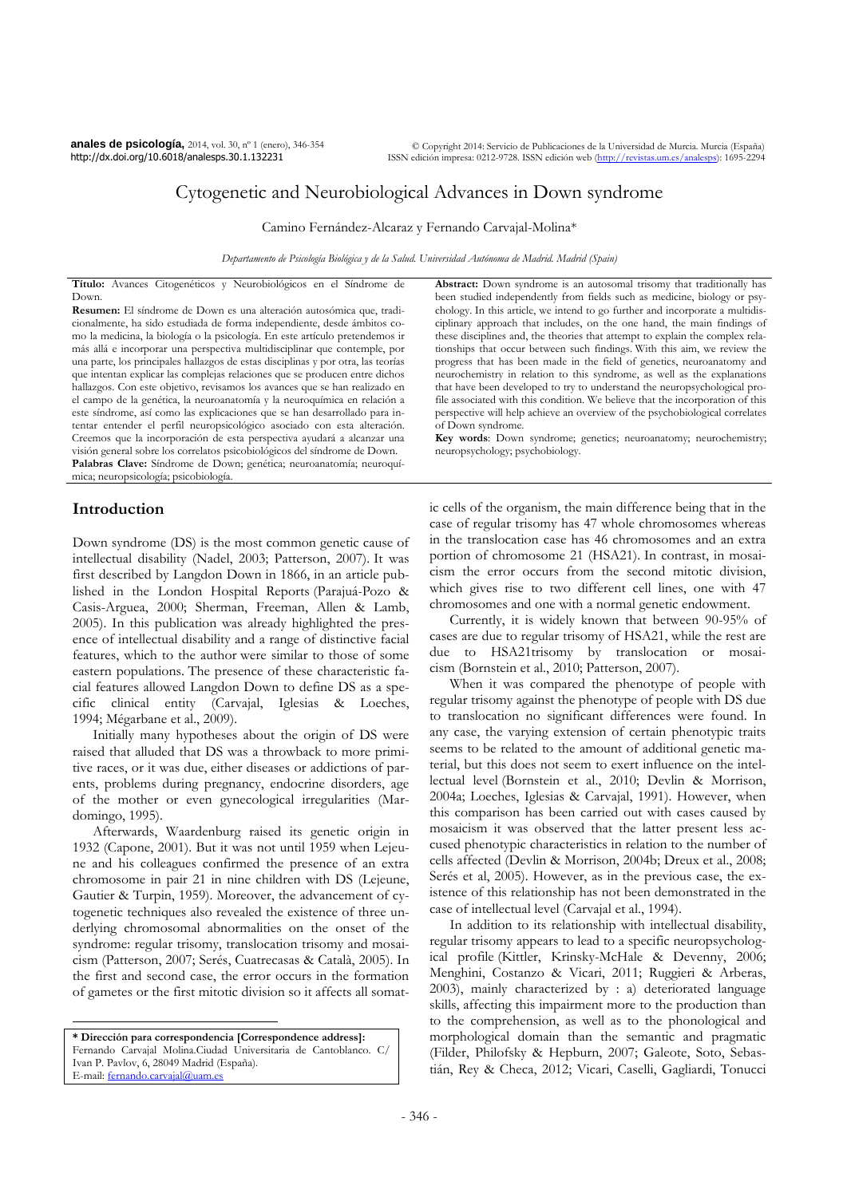# Cytogenetic and Neurobiological Advances in Down syndrome

Camino Fernández-Alcaraz y Fernando Carvajal-Molina*

*Departamento de Psicología Biológica y de la Salud. Universidad Autónoma de Madrid. Madrid (Spain)*

**Título:** Avances Citogenéticos y Neurobiológicos en el Síndrome de Down.

**Resumen:** El síndrome de Down es una alteración autosómica que, tradicionalmente, ha sido estudiada de forma independiente, desde ámbitos como la medicina, la biología o la psicología. En este artículo pretendemos ir más allá e incorporar una perspectiva multidisciplinar que contemple, por una parte, los principales hallazgos de estas disciplinas y por otra, las teorías que intentan explicar las complejas relaciones que se producen entre dichos hallazgos. Con este objetivo, revisamos los avances que se han realizado en el campo de la genética, la neuroanatomía y la neuroquímica en relación a este síndrome, así como las explicaciones que se han desarrollado para intentar entender el perfil neuropsicológico asociado con esta alteración. Creemos que la incorporación de esta perspectiva ayudará a alcanzar una visión general sobre los correlatos psicobiológicos del síndrome de Down.

**Palabras Clave:** Síndrome de Down; genética; neuroanatomía; neuroquímica; neuropsicología; psicobiología.

**Abstract:** Down syndrome is an autosomal trisomy that traditionally has been studied independently from fields such as medicine, biology or psychology. In this article, we intend to go further and incorporate a multidisciplinary approach that includes, on the one hand, the main findings of these disciplines and, the theories that attempt to explain the complex relationships that occur between such findings. With this aim, we review the progress that has been made in the field of genetics, neuroanatomy and neurochemistry in relation to this syndrome, as well as the explanations that have been developed to try to understand the neuropsychological profile associated with this condition. We believe that the incorporation of this perspective will help achieve an overview of the psychobiological correlates of Down syndrome.

**Key words**: Down syndrome; genetics; neuroanatomy; neurochemistry; neuropsychology; psychobiology.

## Introduction

Down syndrome (DS) is the most common genetic cause of intellectual disability (Nadel, 2003; Patterson, 2007). It was first described by Langdon Down in 1866, in an article published in the London Hospital Reports (Parajuá-Pozo & Casis-Arguea, 2000; Sherman, Freeman, Allen & Lamb, 2005). In this publication was already highlighted the presence of intellectual disability and a range of distinctive facial features, which to the author were similar to those of some eastern populations. The presence of these characteristic facial features allowed Langdon Down to define DS as a specific clinical entity (Carvajal, Iglesias & Loeches, 1994; Mégarbane et al., 2009).

Initially many hypotheses about the origin of DS were raised that alluded that DS was a throwback to more primitive races, or it was due, either diseases or addictions of parents, problems during pregnancy, endocrine disorders, age of the mother or even gynecological irregularities (Mardomingo, 1995).

Afterwards, Waardenburg raised its genetic origin in 1932 (Capone, 2001). But it was not until 1959 when Lejeune and his colleagues confirmed the presence of an extra chromosome in pair 21 in nine children with DS (Lejeune, Gautier & Turpin, 1959). Moreover, the advancement of cytogenetic techniques also revealed the existence of three underlying chromosomal abnormalities on the onset of the syndrome: regular trisomy, translocation trisomy and mosaicism (Patterson, 2007; Serés, Cuatrecasas & Català, 2005). In the first and second case, the error occurs in the formation of gametes or the first mitotic division so it affects all somatic cells of the organism, the main difference being that in the case of regular trisomy has 47 whole chromosomes whereas in the translocation case has 46 chromosomes and an extra portion of chromosome 21 (HSA21). In contrast, in mosaicism the error occurs from the second mitotic division, which gives rise to two different cell lines, one with 47 chromosomes and one with a normal genetic endowment.

Currently, it is widely known that between 90-95% of cases are due to regular trisomy of HSA21, while the rest are due to HSA21trisomy by translocation or mosaicism (Bornstein et al., 2010; Patterson, 2007).

When it was compared the phenotype of people with regular trisomy against the phenotype of people with DS due to translocation no significant differences were found. In any case, the varying extension of certain phenotypic traits seems to be related to the amount of additional genetic material, but this does not seem to exert influence on the intellectual level (Bornstein et al., 2010; Devlin & Morrison, 2004a; Loeches, Iglesias & Carvajal, 1991). However, when this comparison has been carried out with cases caused by mosaicism it was observed that the latter present less accused phenotypic characteristics in relation to the number of cells affected (Devlin & Morrison, 2004b; Dreux et al., 2008; Serés et al, 2005). However, as in the previous case, the existence of this relationship has not been demonstrated in the case of intellectual level (Carvajal et al., 1994).

In addition to its relationship with intellectual disability, regular trisomy appears to lead to a specific neuropsychological profile (Kittler, Krinsky-McHale & Devenny, 2006; Menghini, Costanzo & Vicari, 2011; Ruggieri & Arberas, 2003), mainly characterized by : a) deteriorated language skills, affecting this impairment more to the production than to the comprehension, as well as to the phonological and morphological domain than the semantic and pragmatic (Filder, Philofsky & Hepburn, 2007; Galeote, Soto, Sebastián, Rey & Checa, 2012; Vicari, Caselli, Gagliardi, Tonucci

**\* Dirección para correspondencia [Correspondence address]:** Fernando Carvajal Molina.Ciudad Universitaria de Cantoblanco. C/ Ivan P. Pavlov, 6, 28049 Madrid (España). E-mail: fernando.carvajal@uam.es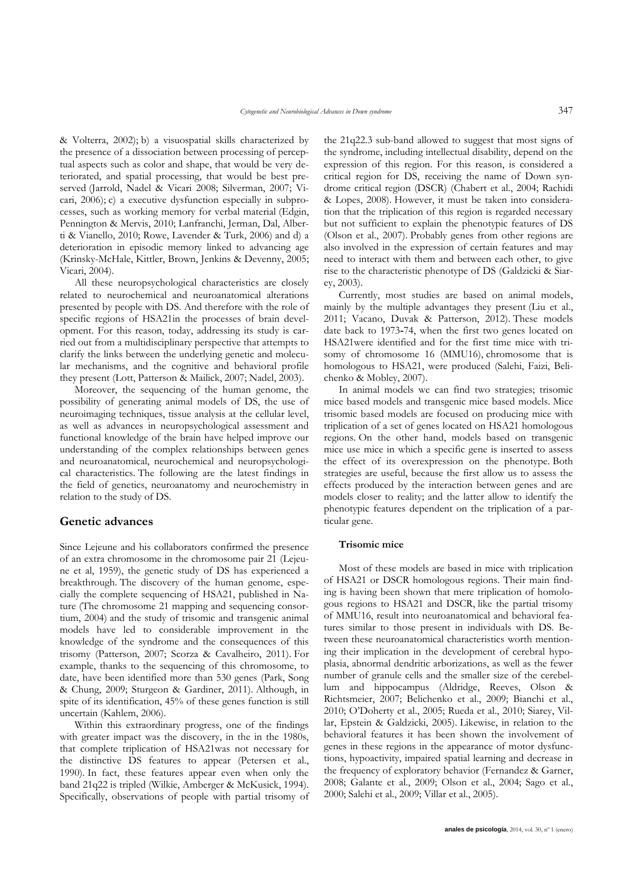& Volterra, 2002); b) a visuospatial skills characterized by the presence of a dissociation between processing of perceptual aspects such as color and shape, that would be very deteriorated, and spatial processing, that would be best preserved (Jarrold, Nadel & Vicari 2008; Silverman, 2007; Vicari, 2006); c) a executive dysfunction especially in subprocesses, such as working memory for verbal material (Edgin, Pennington & Mervis, 2010; Lanfranchi, Jerman, Dal, Alberti & Vianello, 2010; Rowe, Lavender & Turk, 2006) and d) a deterioration in episodic memory linked to advancing age (Krinsky-McHale, Kittler, Brown, Jenkins & Devenny, 2005; Vicari, 2004).

All these neuropsychological characteristics are closely related to neurochemical and neuroanatomical alterations presented by people with DS. And therefore with the role of specific regions of HSA21in the processes of brain development. For this reason, today, addressing its study is carried out from a multidisciplinary perspective that attempts to clarify the links between the underlying genetic and molecular mechanisms, and the cognitive and behavioral profile they present (Lott, Patterson & Mailick, 2007; Nadel, 2003).

Moreover, the sequencing of the human genome, the possibility of generating animal models of DS, the use of neuroimaging techniques, tissue analysis at the cellular level, as well as advances in neuropsychological assessment and functional knowledge of the brain have helped improve our understanding of the complex relationships between genes and neuroanatomical, neurochemical and neuropsychological characteristics. The following are the latest findings in the field of genetics, neuroanatomy and neurochemistry in relation to the study of DS.

## Genetic advances

Since Lejeune and his collaborators confirmed the presence of an extra chromosome in the chromosome pair 21 (Lejeune et al, 1959), the genetic study of DS has experienced a breakthrough. The discovery of the human genome, especially the complete sequencing of HSA21, published in Nature (The chromosome 21 mapping and sequencing consortium, 2004) and the study of trisomic and transgenic animal models have led to considerable improvement in the knowledge of the syndrome and the consequences of this trisomy (Patterson, 2007; Scorza & Cavalheiro, 2011). For example, thanks to the sequencing of this chromosome, to date, have been identified more than 530 genes (Park, Song & Chung, 2009; Sturgeon & Gardiner, 2011). Although, in spite of its identification, 45% of these genes function is still uncertain (Kahlem, 2006).

Within this extraordinary progress, one of the findings with greater impact was the discovery, in the in the 1980s, that complete triplication of HSA21was not necessary for the distinctive DS features to appear (Petersen et al., 1990). In fact, these features appear even when only the band 21q22 is tripled (Wilkie, Amberger & McKusick, 1994). Specifically, observations of people with partial trisomy of the 21q22.3 sub-band allowed to suggest that most signs of the syndrome, including intellectual disability, depend on the expression of this region. For this reason, is considered a critical region for DS, receiving the name of Down syndrome critical region (DSCR) (Chabert et al., 2004; Rachidi & Lopes, 2008). However, it must be taken into consideration that the triplication of this region is regarded necessary but not sufficient to explain the phenotypic features of DS (Olson et al., 2007). Probably genes from other regions are also involved in the expression of certain features and may need to interact with them and between each other, to give rise to the characteristic phenotype of DS (Galdzicki & Siarey, 2003).

Currently, most studies are based on animal models, mainly by the multiple advantages they present (Liu et al., 2011; Vacano, Duvak & Patterson, 2012). These models date back to 1973-74, when the first two genes located on HSA21were identified and for the first time mice with trisomy of chromosome 16 (MMU16), chromosome that is homologous to HSA21, were produced (Salehi, Faizi, Belichenko & Mobley, 2007).

In animal models we can find two strategies; trisomic mice based models and transgenic mice based models. Mice trisomic based models are focused on producing mice with triplication of a set of genes located on HSA21 homologous regions. On the other hand, models based on transgenic mice use mice in which a specific gene is inserted to assess the effect of its overexpression on the phenotype. Both strategies are useful, because the first allow us to assess the effects produced by the interaction between genes and are models closer to reality; and the latter allow to identify the phenotypic features dependent on the triplication of a particular gene.

### Trisomic mice

Most of these models are based in mice with triplication of HSA21 or DSCR homologous regions. Their main finding is having been shown that mere triplication of homologous regions to HSA21 and DSCR, like the partial trisomy of MMU16, result into neuroanatomical and behavioral features similar to those present in individuals with DS. Between these neuroanatomical characteristics worth mentioning their implication in the development of cerebral hypoplasia, abnormal dendritic arborizations, as well as the fewer number of granule cells and the smaller size of the cerebellum and hippocampus (Aldridge, Reeves, Olson & Richtsmeier, 2007; Belichenko et al., 2009; Bianchi et al., 2010; O'Doherty et al., 2005; Rueda et al., 2010; Siarey, Villar, Epstein & Galdzicki, 2005). Likewise, in relation to the behavioral features it has been shown the involvement of genes in these regions in the appearance of motor dysfunctions, hypoactivity, impaired spatial learning and decrease in the frequency of exploratory behavior (Fernandez & Garner, 2008; Galante et al., 2009; Olson et al., 2004; Sago et al., 2000; Salehi et al., 2009; Villar et al., 2005).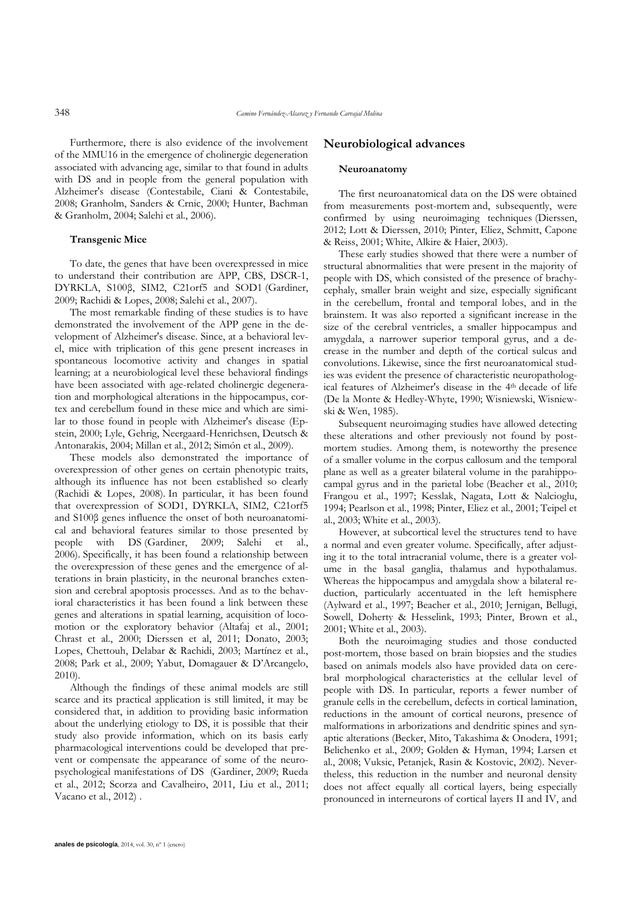Furthermore, there is also evidence of the involvement of the MMU16 in the emergence of cholinergic degeneration associated with advancing age, similar to that found in adults with DS and in people from the general population with Alzheimer's disease (Contestabile, Ciani & Contestabile, 2008; Granholm, Sanders & Crnic, 2000; Hunter, Bachman & Granholm, 2004; Salehi et al., 2006).

### Transgenic Mice

To date, the genes that have been overexpressed in mice to understand their contribution are APP, CBS, DSCR-1, DYRKLA, S100β, SIM2, C21orf5 and SOD1 (Gardiner, 2009; Rachidi & Lopes, 2008; Salehi et al., 2007).

The most remarkable finding of these studies is to have demonstrated the involvement of the APP gene in the development of Alzheimer's disease. Since, at a behavioral level, mice with triplication of this gene present increases in spontaneous locomotive activity and changes in spatial learning; at a neurobiological level these behavioral findings have been associated with age-related cholinergic degeneration and morphological alterations in the hippocampus, cortex and cerebellum found in these mice and which are similar to those found in people with Alzheimer's disease (Epstein, 2000; Lyle, Gehrig, Neergaard-Henrichsen, Deutsch & Antonarakis, 2004; Millan et al., 2012; Simón et al., 2009).

These models also demonstrated the importance of overexpression of other genes on certain phenotypic traits, although its influence has not been established so clearly (Rachidi & Lopes, 2008). In particular, it has been found that overexpression of SOD1, DYRKLA, SIM2, C21orf5 and S100β genes influence the onset of both neuroanatomical and behavioral features similar to those presented by people with DS (Gardiner, 2009; Salehi et al., 2006). Specifically, it has been found a relationship between the overexpression of these genes and the emergence of alterations in brain plasticity, in the neuronal branches extension and cerebral apoptosis processes. And as to the behavioral characteristics it has been found a link between these genes and alterations in spatial learning, acquisition of locomotion or the exploratory behavior (Altafaj et al., 2001; Chrast et al., 2000; Dierssen et al, 2011; Donato, 2003; Lopes, Chettouh, Delabar & Rachidi, 2003; Martínez et al., 2008; Park et al., 2009; Yabut, Domagauer & D'Arcangelo, 2010).

Although the findings of these animal models are still scarce and its practical application is still limited, it may be considered that, in addition to providing basic information about the underlying etiology to DS, it is possible that their study also provide information, which on its basis early pharmacological interventions could be developed that prevent or compensate the appearance of some of the neuropsychological manifestations of DS (Gardiner, 2009; Rueda et al., 2012; Scorza and Cavalheiro, 2011, Liu et al., 2011; Vacano et al., 2012) .

## Neurobiological advances

### Neuroanatomy

The first neuroanatomical data on the DS were obtained from measurements post-mortem and, subsequently, were confirmed by using neuroimaging techniques (Dierssen, 2012; Lott & Dierssen, 2010; Pinter, Eliez, Schmitt, Capone & Reiss, 2001; White, Alkire & Haier, 2003).

These early studies showed that there were a number of structural abnormalities that were present in the majority of people with DS, which consisted of the presence of brachycephaly, smaller brain weight and size, especially significant in the cerebellum, frontal and temporal lobes, and in the brainstem. It was also reported a significant increase in the size of the cerebral ventricles, a smaller hippocampus and amygdala, a narrower superior temporal gyrus, and a decrease in the number and depth of the cortical sulcus and convolutions. Likewise, since the first neuroanatomical studies was evident the presence of characteristic neuropathological features of Alzheimer's disease in the 4th decade of life (De la Monte & Hedley-Whyte, 1990; Wisniewski, Wisniewski & Wen, 1985).

Subsequent neuroimaging studies have allowed detecting these alterations and other previously not found by post-mortem studies. Among them, is noteworthy the presence of a smaller volume in the corpus callosum and the temporal plane as well as a greater bilateral volume in the parahippocampal gyrus and in the parietal lobe (Beacher et al., 2010; Frangou et al., 1997; Kesslak, Nagata, Lott & Nalcioglu, 1994; Pearlson et al., 1998; Pinter, Eliez et al., 2001; Teipel et al., 2003; White et al., 2003).

However, at subcortical level the structures tend to have a normal and even greater volume. Specifically, after adjusting it to the total intracranial volume, there is a greater volume in the basal ganglia, thalamus and hypothalamus. Whereas the hippocampus and amygdala show a bilateral reduction, particularly accentuated in the left hemisphere (Aylward et al., 1997; Beacher et al., 2010; Jernigan, Bellugi, Sowell, Doherty & Hesselink, 1993; Pinter, Brown et al., 2001; White et al., 2003).

Both the neuroimaging studies and those conducted post-mortem, those based on brain biopsies and the studies based on animals models also have provided data on cerebral morphological characteristics at the cellular level of people with DS. In particular, reports a fewer number of granule cells in the cerebellum, defects in cortical lamination, reductions in the amount of cortical neurons, presence of malformations in arborizations and dendritic spines and synaptic alterations (Becker, Mito, Takashima & Onodera, 1991; Belichenko et al., 2009; Golden & Hyman, 1994; Larsen et al., 2008; Vuksic, Petanjek, Rasin & Kostovic, 2002). Nevertheless, this reduction in the number and neuronal density does not affect equally all cortical layers, being especially pronounced in interneurons of cortical layers II and IV, and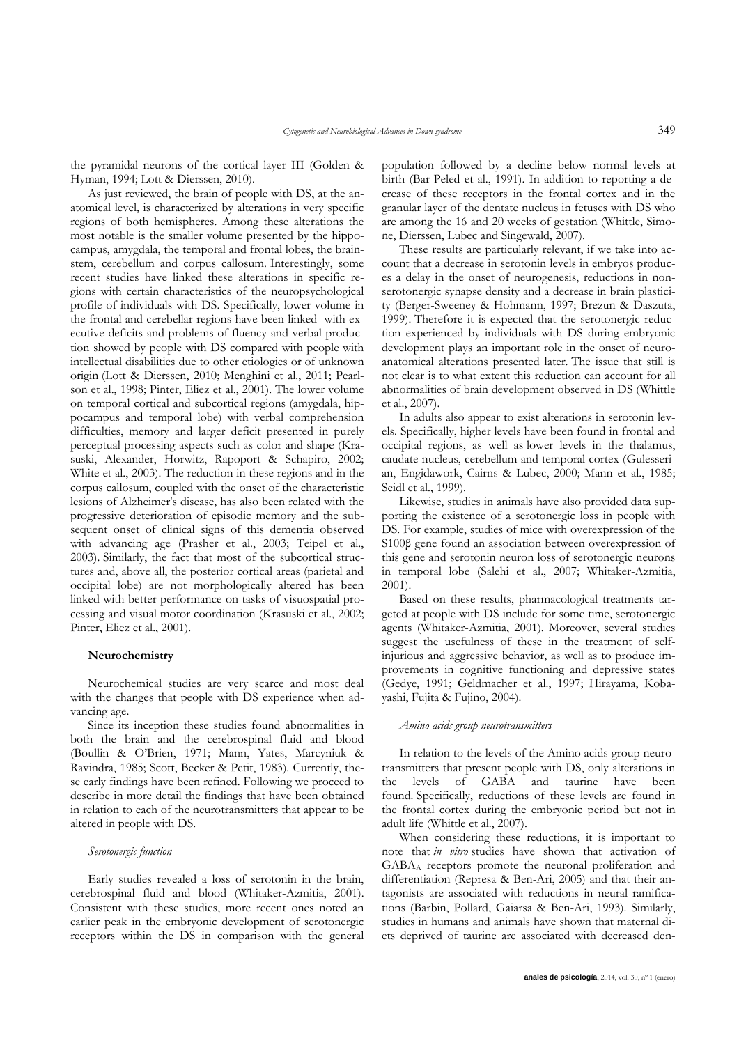the pyramidal neurons of the cortical layer III (Golden & Hyman, 1994; Lott & Dierssen, 2010).

As just reviewed, the brain of people with DS, at the anatomical level, is characterized by alterations in very specific regions of both hemispheres. Among these alterations the most notable is the smaller volume presented by the hippocampus, amygdala, the temporal and frontal lobes, the brainstem, cerebellum and corpus callosum. Interestingly, some recent studies have linked these alterations in specific regions with certain characteristics of the neuropsychological profile of individuals with DS. Specifically, lower volume in the frontal and cerebellar regions have been linked with executive deficits and problems of fluency and verbal production showed by people with DS compared with people with intellectual disabilities due to other etiologies or of unknown origin (Lott & Dierssen, 2010; Menghini et al., 2011; Pearlson et al., 1998; Pinter, Eliez et al., 2001). The lower volume on temporal cortical and subcortical regions (amygdala, hippocampus and temporal lobe) with verbal comprehension difficulties, memory and larger deficit presented in purely perceptual processing aspects such as color and shape (Krasuski, Alexander, Horwitz, Rapoport & Schapiro, 2002; White et al., 2003). The reduction in these regions and in the corpus callosum, coupled with the onset of the characteristic lesions of Alzheimer's disease, has also been related with the progressive deterioration of episodic memory and the subsequent onset of clinical signs of this dementia observed with advancing age (Prasher et al., 2003; Teipel et al., 2003). Similarly, the fact that most of the subcortical structures and, above all, the posterior cortical areas (parietal and occipital lobe) are not morphologically altered has been linked with better performance on tasks of visuospatial processing and visual motor coordination (Krasuski et al., 2002; Pinter, Eliez et al., 2001).

### Neurochemistry

Neurochemical studies are very scarce and most deal with the changes that people with DS experience when advancing age.

Since its inception these studies found abnormalities in both the brain and the cerebrospinal fluid and blood (Boullin & O'Brien, 1971; Mann, Yates, Marcyniuk & Ravindra, 1985; Scott, Becker & Petit, 1983). Currently, these early findings have been refined. Following we proceed to describe in more detail the findings that have been obtained in relation to each of the neurotransmitters that appear to be altered in people with DS.

#### *Serotonergic function*

Early studies revealed a loss of serotonin in the brain, cerebrospinal fluid and blood (Whitaker-Azmitia, 2001). Consistent with these studies, more recent ones noted an earlier peak in the embryonic development of serotonergic receptors within the DS in comparison with the general population followed by a decline below normal levels at birth (Bar-Peled et al., 1991). In addition to reporting a decrease of these receptors in the frontal cortex and in the granular layer of the dentate nucleus in fetuses with DS who are among the 16 and 20 weeks of gestation (Whittle, Simone, Dierssen, Lubec and Singewald, 2007).

These results are particularly relevant, if we take into account that a decrease in serotonin levels in embryos produces a delay in the onset of neurogenesis, reductions in non-serotonergic synapse density and a decrease in brain plasticity (Berger-Sweeney & Hohmann, 1997; Brezun & Daszuta, 1999). Therefore it is expected that the serotonergic reduction experienced by individuals with DS during embryonic development plays an important role in the onset of neuroanatomical alterations presented later. The issue that still is not clear is to what extent this reduction can account for all abnormalities of brain development observed in DS (Whittle et al., 2007).

In adults also appear to exist alterations in serotonin levels. Specifically, higher levels have been found in frontal and occipital regions, as well as lower levels in the thalamus, caudate nucleus, cerebellum and temporal cortex (Gulesserian, Engidawork, Cairns & Lubec, 2000; Mann et al., 1985; Seidl et al., 1999).

Likewise, studies in animals have also provided data supporting the existence of a serotonergic loss in people with DS. For example, studies of mice with overexpression of the S100β gene found an association between overexpression of this gene and serotonin neuron loss of serotonergic neurons in temporal lobe (Salehi et al., 2007; Whitaker-Azmitia, 2001).

Based on these results, pharmacological treatments targeted at people with DS include for some time, serotonergic agents (Whitaker-Azmitia, 2001). Moreover, several studies suggest the usefulness of these in the treatment of self-injurious and aggressive behavior, as well as to produce improvements in cognitive functioning and depressive states (Gedye, 1991; Geldmacher et al., 1997; Hirayama, Kobayashi, Fujita & Fujino, 2004).

#### *Amino acids group neurotransmitters*

In relation to the levels of the Amino acids group neurotransmitters that present people with DS, only alterations in the levels of GABA and taurine have been found. Specifically, reductions of these levels are found in the frontal cortex during the embryonic period but not in adult life (Whittle et al., 2007).

When considering these reductions, it is important to note that *in vitro* studies have shown that activation of $GABA_A$ receptors promote the neuronal proliferation and differentiation (Represa & Ben-Ari, 2005) and that their antagonists are associated with reductions in neural ramifications (Barbin, Pollard, Gaiarsa & Ben-Ari, 1993). Similarly, studies in humans and animals have shown that maternal diets deprived of taurine are associated with decreased den-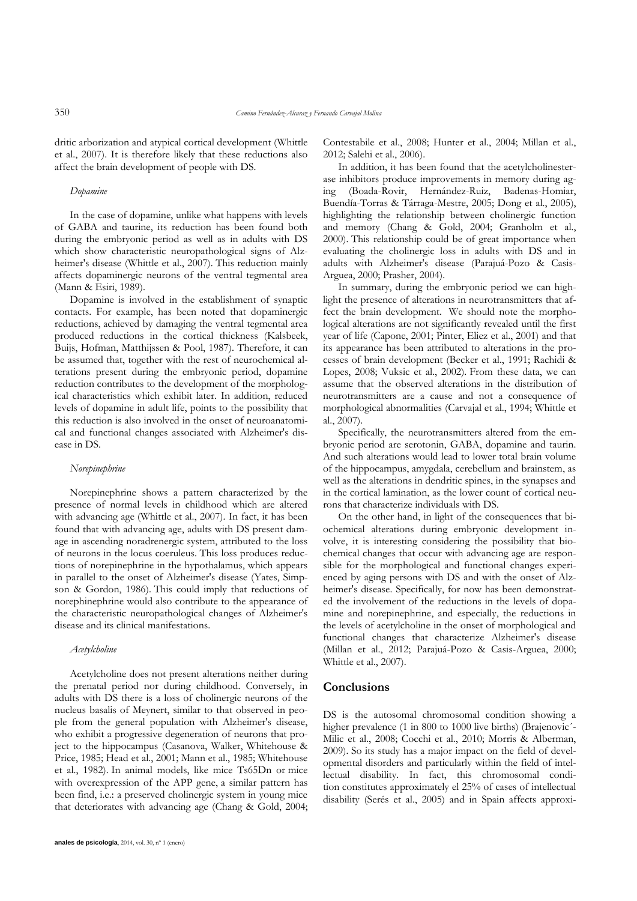dritic arborization and atypical cortical development (Whittle et al., 2007). It is therefore likely that these reductions also affect the brain development of people with DS.

#### *Dopamine*

In the case of dopamine, unlike what happens with levels of GABA and taurine, its reduction has been found both during the embryonic period as well as in adults with DS which show characteristic neuropathological signs of Alzheimer's disease (Whittle et al., 2007). This reduction mainly affects dopaminergic neurons of the ventral tegmental area (Mann & Esiri, 1989).

Dopamine is involved in the establishment of synaptic contacts. For example, has been noted that dopaminergic reductions, achieved by damaging the ventral tegmental area produced reductions in the cortical thickness (Kalsbeek, Buijs, Hofman, Matthijssen & Pool, 1987). Therefore, it can be assumed that, together with the rest of neurochemical alterations present during the embryonic period, dopamine reduction contributes to the development of the morphological characteristics which exhibit later. In addition, reduced levels of dopamine in adult life, points to the possibility that this reduction is also involved in the onset of neuroanatomical and functional changes associated with Alzheimer's disease in DS.

#### *Norepinephrine*

Norepinephrine shows a pattern characterized by the presence of normal levels in childhood which are altered with advancing age (Whittle et al., 2007). In fact, it has been found that with advancing age, adults with DS present damage in ascending noradrenergic system, attributed to the loss of neurons in the locus coeruleus. This loss produces reductions of norepinephrine in the hypothalamus, which appears in parallel to the onset of Alzheimer's disease (Yates, Simpson & Gordon, 1986). This could imply that reductions of norephinephrine would also contribute to the appearance of the characteristic neuropathological changes of Alzheimer's disease and its clinical manifestations.

#### *Acetylcholine*

Acetylcholine does not present alterations neither during the prenatal period nor during childhood. Conversely, in adults with DS there is a loss of cholinergic neurons of the nucleus basalis of Meynert, similar to that observed in people from the general population with Alzheimer's disease, who exhibit a progressive degeneration of neurons that project to the hippocampus (Casanova, Walker, Whitehouse & Price, 1985; Head et al., 2001; Mann et al., 1985; Whitehouse et al., 1982). In animal models, like mice Ts65Dn or mice with overexpression of the APP gene, a similar pattern has been find, i.e.: a preserved cholinergic system in young mice that deteriorates with advancing age (Chang & Gold, 2004; Contestabile et al., 2008; Hunter et al., 2004; Millan et al., 2012; Salehi et al., 2006).

In addition, it has been found that the acetylcholinesterase inhibitors produce improvements in memory during aging (Boada-Rovir, Hernández-Ruiz, Badenas-Homiar, Buendía-Torras & Tárraga-Mestre, 2005; Dong et al., 2005), highlighting the relationship between cholinergic function and memory (Chang & Gold, 2004; Granholm et al., 2000). This relationship could be of great importance when evaluating the cholinergic loss in adults with DS and in adults with Alzheimer's disease (Parajuá-Pozo & Casis-Arguea, 2000; Prasher, 2004).

In summary, during the embryonic period we can highlight the presence of alterations in neurotransmitters that affect the brain development. We should note the morphological alterations are not significantly revealed until the first year of life (Capone, 2001; Pinter, Eliez et al., 2001) and that its appearance has been attributed to alterations in the processes of brain development (Becker et al., 1991; Rachidi & Lopes, 2008; Vuksic et al., 2002). From these data, we can assume that the observed alterations in the distribution of neurotransmitters are a cause and not a consequence of morphological abnormalities (Carvajal et al., 1994; Whittle et al., 2007).

Specifically, the neurotransmitters altered from the embryonic period are serotonin, GABA, dopamine and taurin. And such alterations would lead to lower total brain volume of the hippocampus, amygdala, cerebellum and brainstem, as well as the alterations in dendritic spines, in the synapses and in the cortical lamination, as the lower count of cortical neurons that characterize individuals with DS.

On the other hand, in light of the consequences that biochemical alterations during embryonic development involve, it is interesting considering the possibility that biochemical changes that occur with advancing age are responsible for the morphological and functional changes experienced by aging persons with DS and with the onset of Alzheimer's disease. Specifically, for now has been demonstrated the involvement of the reductions in the levels of dopamine and norepinephrine, and especially, the reductions in the levels of acetylcholine in the onset of morphological and functional changes that characterize Alzheimer's disease (Millan et al., 2012; Parajuá-Pozo & Casis-Arguea, 2000; Whittle et al., 2007).

## Conclusions

DS is the autosomal chromosomal condition showing a higher prevalence (1 in 800 to 1000 live births) (Brajenovic´-Milic et al., 2008; Cocchi et al., 2010; Morris & Alberman, 2009). So its study has a major impact on the field of developmental disorders and particularly within the field of intellectual disability. In fact, this chromosomal condition constitutes approximately el 25% of cases of intellectual disability (Serés et al., 2005) and in Spain affects approxi-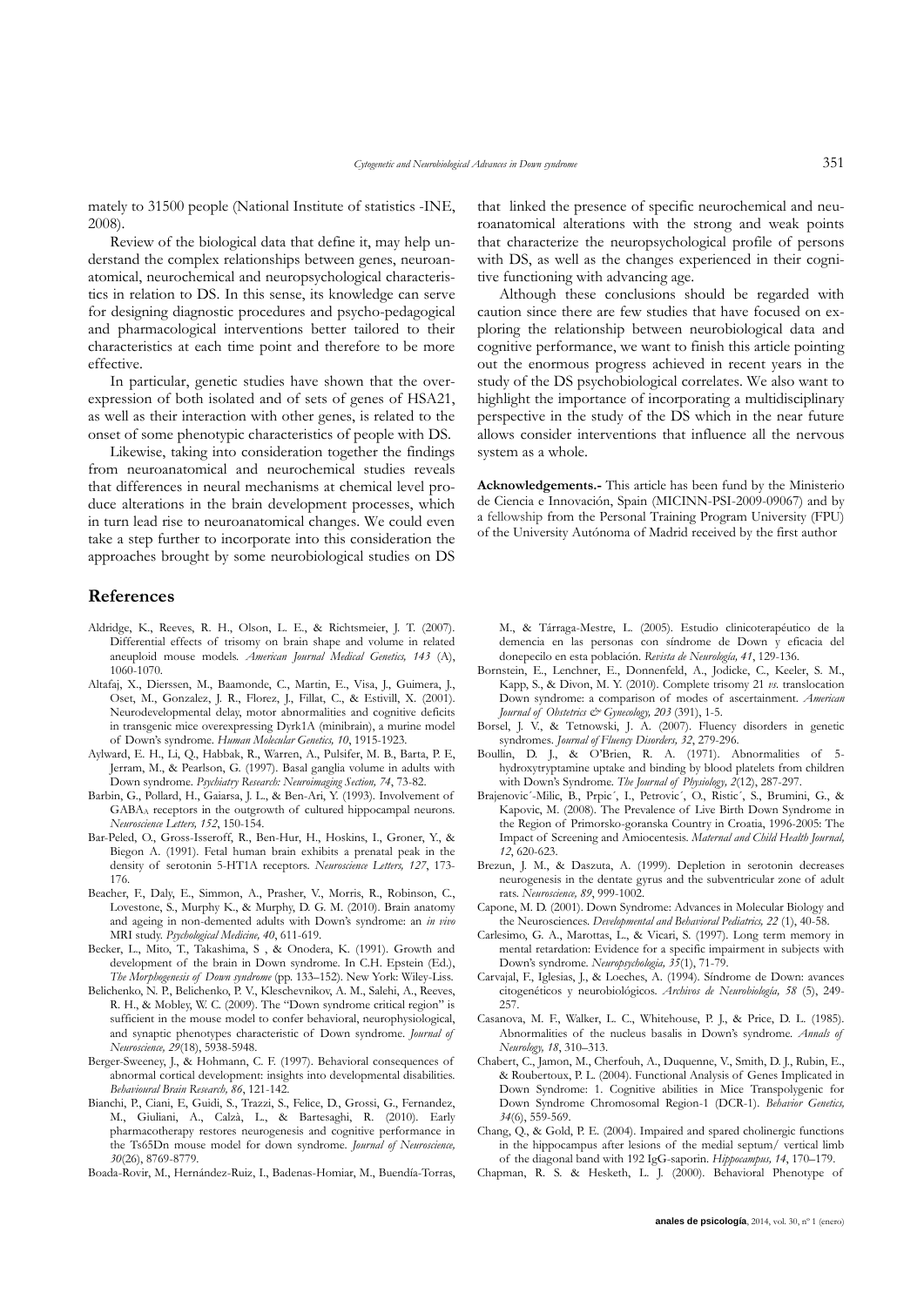mately to 31500 people (National Institute of statistics -INE, 2008).

Review of the biological data that define it, may help understand the complex relationships between genes, neuroanatomical, neurochemical and neuropsychological characteristics in relation to DS. In this sense, its knowledge can serve for designing diagnostic procedures and psycho-pedagogical and pharmacological interventions better tailored to their characteristics at each time point and therefore to be more effective.

In particular, genetic studies have shown that the overexpression of both isolated and of sets of genes of HSA21, as well as their interaction with other genes, is related to the onset of some phenotypic characteristics of people with DS.

Likewise, taking into consideration together the findings from neuroanatomical and neurochemical studies reveals that differences in neural mechanisms at chemical level produce alterations in the brain development processes, which in turn lead rise to neuroanatomical changes. We could even take a step further to incorporate into this consideration the approaches brought by some neurobiological studies on DS that linked the presence of specific neurochemical and neuroanatomical alterations with the strong and weak points that characterize the neuropsychological profile of persons with DS, as well as the changes experienced in their cognitive functioning with advancing age.

Although these conclusions should be regarded with caution since there are few studies that have focused on exploring the relationship between neurobiological data and cognitive performance, we want to finish this article pointing out the enormous progress achieved in recent years in the study of the DS psychobiological correlates. We also want to highlight the importance of incorporating a multidisciplinary perspective in the study of the DS which in the near future allows consider interventions that influence all the nervous system as a whole.

**Acknowledgements.-** This article has been fund by the Ministerio de Ciencia e Innovación, Spain (MICINN-PSI-2009-09067) and by a fellowship from the Personal Training Program University (FPU) of the University Autónoma of Madrid received by the first author

## References

Aldridge, K., Reeves, R. H., Olson, L. E., & Richtsmeier, J. T. (2007). Differential effects of trisomy on brain shape and volume in related aneuploid mouse models. *American Journal Medical Genetics, 143* (A), 1060-1070.

Altafaj, X., Dierssen, M., Baamonde, C., Martin, E., Visa, J., Guimera, J., Oset, M., Gonzalez, J. R., Florez, J., Fillat, C., & Estivill, X. (2001). Neurodevelopmental delay, motor abnormalities and cognitive deficits in transgenic mice overexpressing Dyrk1A (minibrain), a murine model of Down's syndrome. *Human Molecular Genetics, 10*, 1915-1923.

Aylward, E. H., Li, Q., Habbak, R., Warren, A., Pulsifer, M. B., Barta, P. E., Jerram, M., & Pearlson, G. (1997). Basal ganglia volume in adults with Down syndrome. *Psychiatry Research: Neuroimaging Section, 74*, 73-82.

Barbin, G., Pollard, H., Gaiarsa, J. L., & Ben-Ari, Y. (1993). Involvement of $GABA_A$ receptors in the outgrowth of cultured hippocampal neurons. *Neuroscience Letters, 152*, 150-154.

Bar-Peled, O., Gross-Isseroff, R., Ben-Hur, H., Hoskins, I., Groner, Y., & Biegon A. (1991). Fetal human brain exhibits a prenatal peak in the density of serotonin 5-HT1A receptors. *Neuroscience Letters, 127*, 173-176.

Beacher, F., Daly, E., Simmon, A., Prasher, V., Morris, R., Robinson, C., Lovestone, S., Murphy K., & Murphy, D. G. M. (2010). Brain anatomy and ageing in non-demented adults with Down's syndrome: an *in vivo* MRI study. *Psychological Medicine, 40*, 611-619.

Becker, L., Mito, T., Takashima, S , & Onodera, K. (1991). Growth and development of the brain in Down syndrome. In C.H. Epstein (Ed.), *The Morphogenesis of Down syndrome* (pp. 133–152). New York: Wiley-Liss.

Belichenko, N. P., Belichenko, P. V., Kleschevnikov, A. M., Salehi, A., Reeves, R. H., & Mobley, W. C. (2009). The "Down syndrome critical region" is sufficient in the mouse model to confer behavioral, neurophysiological, and synaptic phenotypes characteristic of Down syndrome. *Journal of Neuroscience, 29*(18), 5938-5948.

Berger-Sweeney, J., & Hohmann, C. F. (1997). Behavioral consequences of abnormal cortical development: insights into developmental disabilities. *Behavioural Brain Research, 86*, 121-142.

Bianchi, P., Ciani, E, Guidi, S., Trazzi, S., Felice, D., Grossi, G., Fernandez, M., Giuliani, A., Calzà, L., & Bartesaghi, R. (2010). Early pharmacotherapy restores neurogenesis and cognitive performance in the Ts65Dn mouse model for down syndrome. *Journal of Neuroscience, 30*(26), 8769-8779.

Boada-Rovir, M., Hernández-Ruiz, I., Badenas-Homiar, M., Buendía-Torras, M., & Tárraga-Mestre, L. (2005). Estudio clinicoterapéutico de la demencia en las personas con síndrome de Down y eficacia del donepecilo en esta población. *Revista de Neurología, 41*, 129-136.

Bornstein, E., Lenchner, E., Donnenfeld, A., Jodicke, C., Keeler, S. M., Kapp, S., & Divon, M. Y. (2010). Complete trisomy 21 *vs.* translocation Down syndrome: a comparison of modes of ascertainment. *American Journal of Obstetrics & Gynecology, 203* (391), 1-5.

Borsel, J. V., & Tetnowski, J. A. (2007). Fluency disorders in genetic syndromes. *Journal of Fluency Disorders, 32*, 279-296.

Boullin, D. J., & O'Brien, R. A. (1971). Abnormalities of 5-hydroxytryptamine uptake and binding by blood platelets from children with Down's syndrome. *The Journal of Physiology, 2*(12), 287-297.

Brajenovic´-Milic, B., Prpic´, I., Petrovic´, O., Ristic´, S., Brumini, G., & Kapovic, M. (2008). The Prevalence of Live Birth Down Syndrome in the Region of Primorsko-goranska Country in Croatia, 1996-2005: The Impact of Screening and Amiocentesis. *Maternal and Child Health Journal, 12*, 620-623.

Brezun, J. M., & Daszuta, A. (1999). Depletion in serotonin decreases neurogenesis in the dentate gyrus and the subventricular zone of adult rats. *Neuroscience, 89*, 999-1002.

Capone, M. D. (2001). Down Syndrome: Advances in Molecular Biology and the Neurosciences. *Developmental and Behavioral Pediatrics, 22* (1), 40-58.

Carlesimo, G. A., Marottas, L., & Vicari, S. (1997). Long term memory in mental retardation: Evidence for a specific impairment in subjects with Down's syndrome. *Neuropsychologia, 35*(1), 71-79.

Carvajal, F., Iglesias, J., & Loeches, A. (1994). Síndrome de Down: avances citogenéticos y neurobiológicos. *Archivos de Neurobiología, 58* (5), 249-257.

Casanova, M. F., Walker, L. C., Whitehouse, P. J., & Price, D. L. (1985). Abnormalities of the nucleus basalis in Down's syndrome. *Annals of Neurology, 18*, 310–313.

Chabert, C., Jamon, M., Cherfouh, A., Duquenne, V., Smith, D. J., Rubin, E., & Roubertoux, P. L. (2004). Functional Analysis of Genes Implicated in Down Syndrome: 1. Cognitive abilities in Mice Transpolygenic for Down Syndrome Chromosomal Region-1 (DCR-1). *Behavior Genetics, 34*(6), 559-569.

Chang, Q., & Gold, P. E. (2004). Impaired and spared cholinergic functions in the hippocampus after lesions of the medial septum/ vertical limb of the diagonal band with 192 IgG-saporin. *Hippocampus, 14*, 170–179.

Chapman, R. S. & Hesketh, L. J. (2000). Behavioral Phenotype of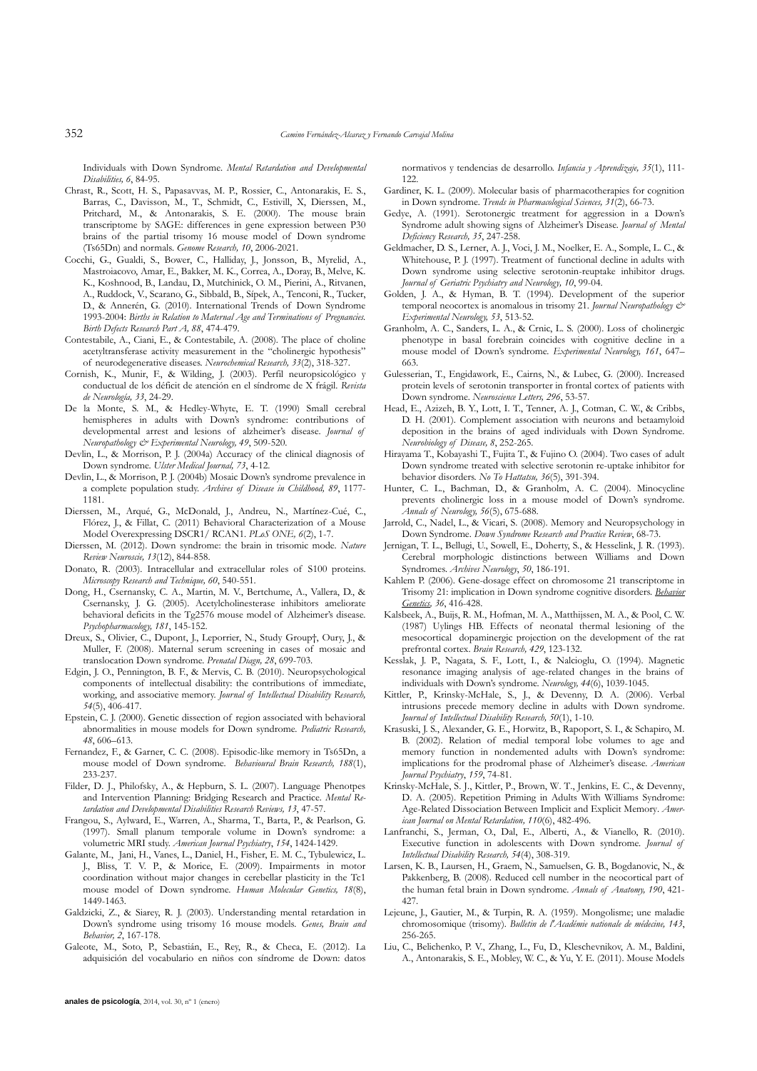Individuals with Down Syndrome. *Mental Retardation and Developmental Disabilities, 6*, 84-95.

Chrast, R., Scott, H. S., Papasavvas, M. P., Rossier, C., Antonarakis, E. S., Barras, C., Davisson, M., T., Schmidt, C., Estivill, X, Dierssen, M., Pritchard, M., & Antonarakis, S. E. (2000). The mouse brain transcriptome by SAGE: differences in gene expression between P30 brains of the partial trisomy 16 mouse model of Down syndrome (Ts65Dn) and normals. *Genome Research, 10*, 2006-2021.

Cocchi, G., Gualdi, S., Bower, C., Halliday, J., Jonsson, B., Myrelid, A., Mastroiacovo, Amar, E., Bakker, M. K., Correa, A., Doray, B., Melve, K. K., Koshnood, B., Landau, D., Mutchinick, O. M., Pierini, A., Ritvanen, A., Ruddock, V., Scarano, G., Sibbald, B., Sípek, A., Tenconi, R., Tucker, D., & Annerén, G. (2010). International Trends of Down Syndrome 1993-2004: *Births in Relation to Maternal Age and Terminations of Pregnancies. Birth Defects Research Part A, 88*, 474-479.

Contestabile, A., Ciani, E., & Contestabile, A. (2008). The place of choline acetyltransferase activity measurement in the "cholinergic hypothesis" of neurodegenerative diseases. *Neurochemical Research, 33*(2), 318-327.

Cornish, K., Munir, F., & Wilding, J. (2003). Perfil neuropsicológico y conductual de los déficit de atención en el síndrome de X frágil. *Revista de Neurología, 33*, 24-29.

De la Monte, S. M., & Hedley-Whyte, E. T. (1990) Small cerebral hemispheres in adults with Down's syndrome: contributions of developmental arrest and lesions of alzheimer's disease. *Journal of Neuropathology & Experimental Neurology, 49*, 509-520.

Devlin, L., & Morrison, P. J. (2004a) Accuracy of the clinical diagnosis of Down syndrome. *Ulster Medical Journal, 73*, 4-12.

Devlin, L., & Morrison, P. J. (2004b) Mosaic Down's syndrome prevalence in a complete population study. *Archives of Disease in Childhood, 89*, 1177-1181.

Dierssen, M., Arqué, G., McDonald, J., Andreu, N., Martínez-Cué, C., Flórez, J., & Fillat, C. (2011) Behavioral Characterization of a Mouse Model Overexpressing DSCR1/ RCAN1. *PLoS ONE, 6*(2), 1-7.

Dierssen, M. (2012). Down syndrome: the brain in trisomic mode. *Nature Review Neuroscie, 13*(12), 844-858.

Donato, R. (2003). Intracellular and extracellular roles of S100 proteins. *Microscopy Research and Technique, 60*, 540-551.

Dong, H., Csernansky, C. A., Martin, M. V., Bertchume, A., Vallera, D., & Csernansky, J. G. (2005). Acetylcholinesterase inhibitors ameliorate behavioral deficits in the Tg2576 mouse model of Alzheimer's disease. *Psychopharmacology, 181*, 145-152.

Dreux, S., Olivier, C., Dupont, J., Leporrier, N., Study Group†, Oury, J., & Muller, F. (2008). Maternal serum screening in cases of mosaic and translocation Down syndrome. *Prenatal Diagn, 28*, 699-703.

Edgin, J. O., Pennington, B. F., & Mervis, C. B. (2010). Neuropsychological components of intellectual disability: the contributions of immediate, working, and associative memory. *Journal of Intellectual Disability Research, 54*(5), 406-417.

Epstein, C. J. (2000). Genetic dissection of region associated with behavioral abnormalities in mouse models for Down syndrome. *Pediatric Research, 48*, 606–613.

Fernandez, F., & Garner, C. C. (2008). Episodic-like memory in Ts65Dn, a mouse model of Down syndrome. *Behavioural Brain Research, 188*(1), 233-237.

Filder, D. J., Philofsky, A., & Hepburn, S. L. (2007). Language Phenotypes and Intervention Planning: Bridging Research and Practice. *Mental Retardation and Developmental Disabilities Research Reviews, 13*, 47-57.

Frangou, S., Aylward, E., Warren, A., Sharma, T., Barta, P., & Pearlson, G. (1997). Small planum temporale volume in Down's syndrome: a volumetric MRI study. *American Journal Psychiatry, 154*, 1424-1429.

Galante, M., Jani, H., Vanes, L., Daniel, H., Fisher, E. M. C., Tybulewicz, L. J., Bliss, T. V. P., & Morice, E. (2009). Impairments in motor coordination without major changes in cerebellar plasticity in the Tc1 mouse model of Down syndrome. *Human Molecular Genetics, 18*(8), 1449-1463.

Galdzicki, Z., & Siarey, R. J. (2003). Understanding mental retardation in Down's syndrome using trisomy 16 mouse models. *Genes, Brain and Behavior, 2*, 167-178.

Galeote, M., Soto, P., Sebastián, E., Rey, R., & Checa, E. (2012). La adquisición del vocabulario en niños con síndrome de Down: datos normativos y tendencias de desarrollo. *Infancia y Aprendizaje, 35*(1), 111-122.

Gardiner, K. L. (2009). Molecular basis of pharmacotherapies for cognition in Down syndrome. *Trends in Pharmacological Sciences, 31*(2), 66-73.

Gedye, A. (1991). Serotonergic treatment for aggression in a Down's Syndrome adult showing signs of Alzheimer's Disease. *Journal of Mental Deficiency Research, 35*, 247-258.

Geldmacher, D. S., Lerner, A. J., Voci, J. M., Noelker, E. A., Somple, L. C., & Whitehouse, P. J. (1997). Treatment of functional decline in adults with Down syndrome using selective serotonin-reuptake inhibitor drugs. *Journal of Geriatric Psychiatry and Neurology, 10*, 99-04.

Golden, J. A., & Hyman, B. T. (1994). Development of the superior temporal neocortex is anomalous in trisomy 21. *Journal Neuropathology & Experimental Neurology, 53*, 513-52.

Granholm, A. C., Sanders, L. A., & Crnic, L. S. (2000). Loss of cholinergic phenotype in basal forebrain coincides with cognitive decline in a mouse model of Down's syndrome. *Experimental Neurology, 161*, 647–663.

Gulesserian, T., Engidawork, E., Cairns, N., & Lubec, G. (2000). Increased protein levels of serotonin transporter in frontal cortex of patients with Down syndrome. *Neuroscience Letters, 296*, 53-57.

Head, E., Azizeh, B. Y., Lott, I. T., Tenner, A. J., Cotman, C. W., & Cribbs, D. H. (2001). Complement association with neurons and betaamyloid deposition in the brains of aged individuals with Down Syndrome. *Neurobiology of Disease, 8*, 252-265.

Hirayama T., Kobayashi T., Fujita T., & Fujino O. (2004). Two cases of adult Down syndrome treated with selective serotonin re-uptake inhibitor for behavior disorders. *No To Hattatsu, 36*(5), 391-394.

Hunter, C. L., Bachman, D., & Granholm, A. C. (2004). Minocycline prevents cholinergic loss in a mouse model of Down's syndrome. *Annals of Neurology, 56*(5), 675-688.

Jarrold, C., Nadel, L., & Vicari, S. (2008). Memory and Neuropsychology in Down Syndrome. *Down Syndrome Research and Practice Review*, 68-73.

Jernigan, T. L., Bellugi, U., Sowell, E., Doherty, S., & Hesselink, J. R. (1993). Cerebral morphologic distinctions between Williams and Down Syndromes. *Archives Neurology, 50*, 186-191.

Kahlem P. (2006). Gene-dosage effect on chromosome 21 transcriptome in Trisomy 21: implication in Down syndrome cognitive disorders. *Behavior Genetics, 36*, 416-428.

Kalsbeek, A., Buijs, R. M., Hofman, M. A., Matthijssen, M. A., & Pool, C. W. (1987) Uylings HB. Effects of neonatal thermal lesioning of the mesocortical dopaminergic projection on the development of the rat prefrontal cortex. *Brain Research, 429*, 123-132.

Kesslak, J. P., Nagata, S. F., Lott, I., & Nalcioglu, O. (1994). Magnetic resonance imaging analysis of age-related changes in the brains of individuals with Down's syndrome. *Neurology, 44*(6), 1039-1045.

Kittler, P., Krinsky-McHale, S., J., & Devenny, D. A. (2006). Verbal intrusions precede memory decline in adults with Down syndrome. *Journal of Intellectual Disability Research, 50*(1), 1-10.

Krasuski, J. S., Alexander, G. E., Horwitz, B., Rapoport, S. I., & Schapiro, M. B. (2002). Relation of medial temporal lobe volumes to age and memory function in nondemented adults with Down's syndrome: implications for the prodromal phase of Alzheimer's disease. *American Journal Psychiatry, 159*, 74-81.

Krinsky-McHale, S. J., Kittler, P., Brown, W. T., Jenkins, E. C., & Devenny, D. A. (2005). Repetition Priming in Adults With Williams Syndrome: Age-Related Dissociation Between Implicit and Explicit Memory. *American Journal on Mental Retardation, 110*(6), 482-496.

Lanfranchi, S., Jerman, O., Dal, E., Alberti, A., & Vianello, R. (2010). Executive function in adolescents with Down syndrome. *Journal of Intellectual Disability Research, 54*(4), 308-319.

Larsen, K. B., Laursen, H., Graem, N., Samuelsen, G. B., Bogdanovic, N., & Pakkenberg, B. (2008). Reduced cell number in the neocortical part of the human fetal brain in Down syndrome. *Annals of Anatomy, 190*, 421-427.

Lejeune, J., Gautier, M., & Turpin, R. A. (1959). Mongolisme; une maladie chromosomique (trisomy). *Bulletin de l'Académie nationale de médecine, 143*, 256-265.

Liu, C., Belichenko, P. V., Zhang, L., Fu, D., Kleschevnikov, A. M., Baldini, A., Antonarakis, S. E., Mobley, W. C., & Yu, Y. E. (2011). Mouse Models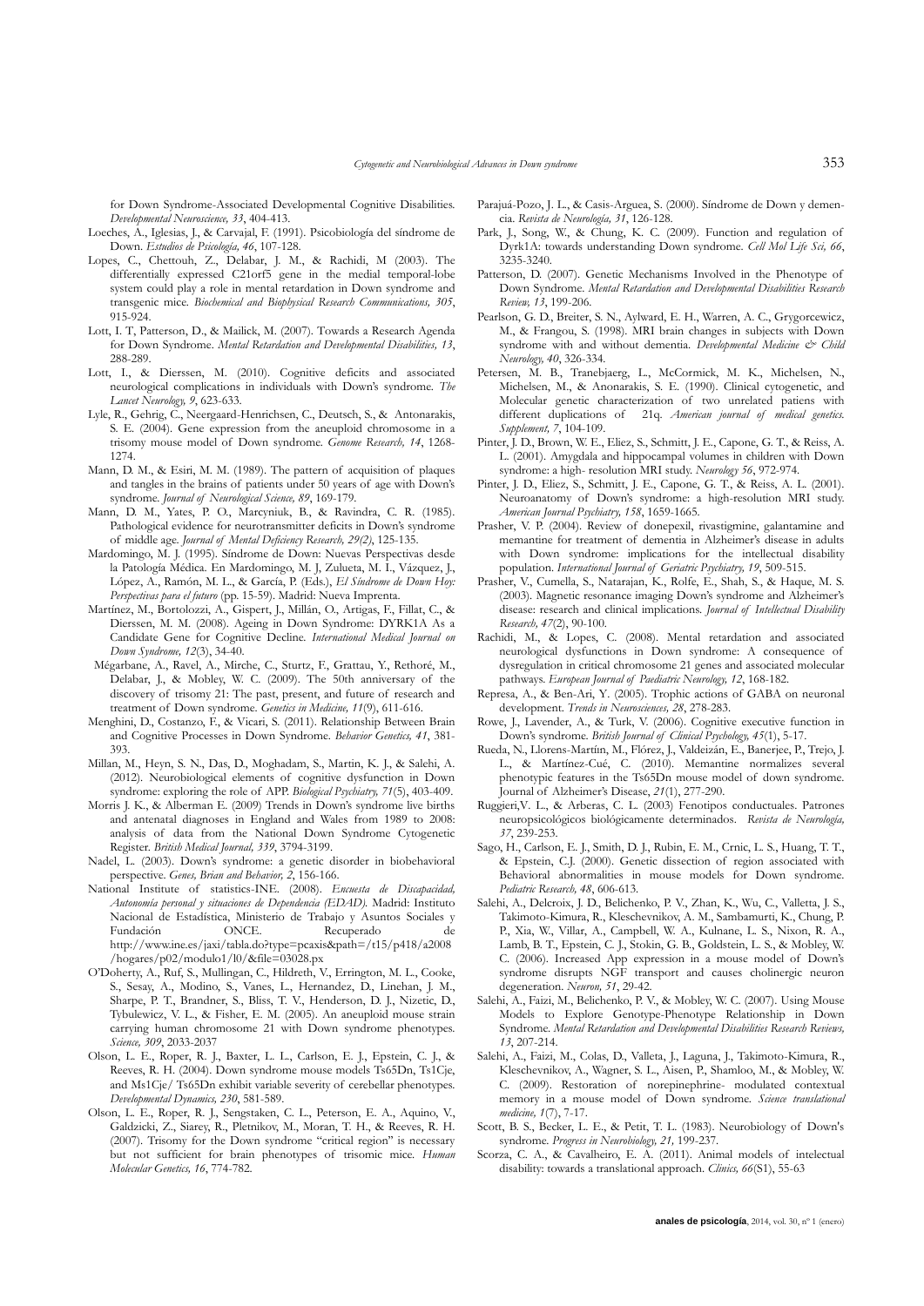for Down Syndrome-Associated Developmental Cognitive Disabilities. *Developmental Neuroscience, 33*, 404-413.

Loeches, A., Iglesias, J., & Carvajal, F. (1991). Psicobiología del síndrome de Down. *Estudios de Psicología, 46*, 107-128.

Lopes, C., Chettouh, Z., Delabar, J. M., & Rachidi, M (2003). The differentially expressed C21orf5 gene in the medial temporal-lobe system could play a role in mental retardation in Down syndrome and transgenic mice. *Biochemical and Biophysical Research Communications, 305*, 915-924.

Lott, I. T, Patterson, D., & Mailick, M. (2007). Towards a Research Agenda for Down Syndrome. *Mental Retardation and Developmental Disabilities, 13*, 288-289.

Lott, I., & Dierssen, M. (2010). Cognitive deficits and associated neurological complications in individuals with Down's syndrome. *The Lancet Neurology, 9*, 623-633.

Lyle, R., Gehrig, C., Neergaard-Henrichsen, C., Deutsch, S., & Antonarakis, S. E. (2004). Gene expression from the aneuploid chromosome in a trisomy mouse model of Down syndrome. *Genome Research, 14*, 1268-1274.

Mann, D. M., & Esiri, M. M. (1989). The pattern of acquisition of plaques and tangles in the brains of patients under 50 years of age with Down's syndrome. *Journal of Neurological Science, 89*, 169-179.

Mann, D. M., Yates, P. O., Marcyniuk, B., & Ravindra, C. R. (1985). Pathological evidence for neurotransmitter deficits in Down's syndrome of middle age. *Journal of Mental Deficiency Research, 29(2)*, 125-135.

Mardomingo, M. J. (1995). Síndrome de Down: Nuevas Perspectivas desde la Patología Médica. En Mardomingo, M. J, Zulueta, M. I., Vázquez, J., López, A., Ramón, M. L., & García, P. (Eds.), *El Síndrome de Down Hoy: Perspectivas para el futuro* (pp. 15-59). Madrid: Nueva Imprenta.

Martínez, M., Bortolozzi, A., Gispert, J., Millán, O., Artigas, F., Fillat, C., & Dierssen, M. M. (2008). Ageing in Down Syndrome: DYRK1A As a Candidate Gene for Cognitive Decline. *International Medical Journal on Down Syndrome, 12*(3), 34-40.

Mégarbane, A., Ravel, A., Mircher, C., Sturtz, F., Grattau, Y., Rethoré, M., Delabar, J., & Mobley, W. C. (2009). The 50th anniversary of the discovery of trisomy 21: The past, present, and future of research and treatment of Down syndrome. *Genetics in Medicine, 11*(9), 611-616.

Menghini, D., Costanzo, F., & Vicari, S. (2011). Relationship Between Brain and Cognitive Processes in Down Syndrome. *Behavior Genetics, 41*, 381-393.

Millan, M., Heyn, S. N., Das, D., Moghadam, S., Martin, K. J., & Salehi, A. (2012). Neurobiological elements of cognitive dysfunction in Down syndrome: exploring the role of APP. *Biological Psychiatry, 71*(5), 403-409.

Morris J. K., & Alberman E. (2009) Trends in Down's syndrome live births and antenatal diagnoses in England and Wales from 1989 to 2008: analysis of data from the National Down Syndrome Cytogenetic Register. *British Medical Journal, 339*, 3794-3199.

Nadel, L. (2003). Down's syndrome: a genetic disorder in biobehavioral perspective. *Genes, Brian and Behavior, 2*, 156-166.

National Institute of statistics-INE. (2008). *Encuesta de Discapacidad, Autonomía personal y situaciones de Dependencia (EDAD).* Madrid: Instituto Nacional de Estadística, Ministerio de Trabajo y Asuntos Sociales y Fundación ONCE. Recuperado de http://www.ine.es/jaxi/tabla.do?type=pcaxis&path=/t15/p418/a2008/hogares/p02/modulo1/l0/&file=03028.px

O'Doherty, A., Ruf, S., Mullingan, C., Hildreth, V., Errington, M. L., Cooke, S., Sesay, A., Modino, S., Vanes, L., Hernandez, D., Linehan, J. M., Sharpe, P. T., Brandner, S., Bliss, T. V., Henderson, D. J., Nizetic, D., Tybulewicz, V. L., & Fisher, E. M. (2005). An aneuploid mouse strain carrying human chromosome 21 with Down syndrome phenotypes. *Science, 309*, 2033-2037

Olson, L. E., Roper, R. J., Baxter, L. L., Carlson, E. J., Epstein, C. J., & Reeves, R. H. (2004). Down syndrome mouse models Ts65Dn, Ts1Cje, and Ms1Cje/ Ts65Dn exhibit variable severity of cerebellar phenotypes. *Developmental Dynamics, 230*, 581-589.

Olson, L. E., Roper, R. J., Sengstaken, C. L., Peterson, E. A., Aquino, V., Galdzicki, Z., Siarey, R., Pletnikov, M., Moran, T. H., & Reeves, R. H. (2007). Trisomy for the Down syndrome "critical region" is necessary but not sufficient for brain phenotypes of trisomic mice. *Human Molecular Genetics, 16*, 774-782.

Parajuá-Pozo, J. L., & Casis-Arguea, S. (2000). Síndrome de Down y demencia. *Revista de Neurología, 31*, 126-128.

Park, J., Song, W., & Chung, K. C. (2009). Function and regulation of Dyrk1A: towards understanding Down syndrome. *Cell Mol Life Sci, 66*, 3235-3240.

Patterson, D. (2007). Genetic Mechanisms Involved in the Phenotype of Down Syndrome. *Mental Retardation and Developmental Disabilities Research Review, 13*, 199-206.

Pearlson, G. D., Breiter, S. N., Aylward, E. H., Warren, A. C., Grygorcewicz, M., & Frangou, S. (1998). MRI brain changes in subjects with Down syndrome with and without dementia. *Developmental Medicine & Child Neurology, 40*, 326-334.

Petersen, M. B., Tranebjaerg, L., McCormick, M. K., Michelsen, N., Michelsen, M., & Anonarakis, S. E. (1990). Clinical cytogenetic, and Molecular genetic characterization of two unrelated patiens with different duplications of 21q. *American journal of medical genetics. Supplement, 7*, 104-109.

Pinter, J. D., Brown, W. E., Eliez, S., Schmitt, J. E., Capone, G. T., & Reiss, A. L. (2001). Amygdala and hippocampal volumes in children with Down syndrome: a high- resolution MRI study. *Neurology 56*, 972-974.

Pinter, J. D., Eliez, S., Schmitt, J. E., Capone, G. T., & Reiss, A. L. (2001). Neuroanatomy of Down's syndrome: a high-resolution MRI study. *American Journal Psychiatry, 158*, 1659-1665.

Prasher, V. P. (2004). Review of donepexil, rivastigmine, galantamine and memantine for treatment of dementia in Alzheimer's disease in adults with Down syndrome: implications for the intellectual disability population. *International Journal of Geriatric Psychiatry, 19*, 509-515.

Prasher, V., Cumella, S., Natarajan, K., Rolfe, E., Shah, S., & Haque, M. S. (2003). Magnetic resonance imaging Down's syndrome and Alzheimer's disease: research and clinical implications. *Journal of Intellectual Disability Research, 47*(2), 90-100.

Rachidi, M., & Lopes, C. (2008). Mental retardation and associated neurological dysfunctions in Down syndrome: A consequence of dysregulation in critical chromosome 21 genes and associated molecular pathways. *European Journal of Paediatric Neurology, 12*, 168-182.

Represa, A., & Ben-Ari, Y. (2005). Trophic actions of GABA on neuronal development. *Trends in Neurosciences, 28*, 278-283.

Rowe, J., Lavender, A., & Turk, V. (2006). Cognitive executive function in Down's syndrome. *British Journal of Clinical Psychology, 45*(1), 5-17.

Rueda, N., Llorens-Martín, M., Flórez, J., Valdeizán, E., Banerjee, P., Trejo, J. L., & Martínez-Cué, C. (2010). Memantine normalizes several phenotypic features in the Ts65Dn mouse model of down syndrome. Journal of Alzheimer's Disease, *21*(1), 277-290.

Ruggieri,V. L., & Arberas, C. L. (2003) Fenotipos conductuales. Patrones neuropsicológicos biológicamente determinados. *Revista de Neurología, 37*, 239-253.

Sago, H., Carlson, E. J., Smith, D. J., Rubin, E. M., Crnic, L. S., Huang, T. T., & Epstein, C.J. (2000). Genetic dissection of region associated with Behavioral abnormalities in mouse models for Down syndrome. *Pediatric Research, 48*, 606-613.

Salehi, A., Delcroix, J. D., Belichenko, P. V., Zhan, K., Wu, C., Valletta, J. S., Takimoto-Kimura, R., Kleschevnikov, A. M., Sambamurti, K., Chung, P. P., Xia, W., Villar, A., Campbell, W. A., Kulnane, L. S., Nixon, R. A., Lamb, B. T., Epstein, C. J., Stokin, G. B., Goldstein, L. S., & Mobley, W. C. (2006). Increased App expression in a mouse model of Down's syndrome disrupts NGF transport and causes cholinergic neuron degeneration. *Neuron, 51*, 29-42.

Salehi, A., Faizi, M., Belichenko, P. V., & Mobley, W. C. (2007). Using Mouse Models to Explore Genotype-Phenotype Relationship in Down Syndrome. *Mental Retardation and Developmental Disabilities Research Reviews, 13*, 207-214.

Salehi, A., Faizi, M., Colas, D., Valleta, J., Laguna, J., Takimoto-Kimura, R., Kleschevnikov, A., Wagner, S. L., Aisen, P., Shamloo, M., & Mobley, W. C. (2009). Restoration of norepinephrine- modulated contextual memory in a mouse model of Down syndrome. *Science translational medicine, 1*(7), 7-17.

Scott, B. S., Becker, L. E., & Petit, T. L. (1983). Neurobiology of Down's syndrome. *Progress in Neurobiology, 21,* 199-237.

Scorza, C. A., & Cavalheiro, E. A. (2011). Animal models of intelectual disability: towards a translational approach. *Clinics, 66*(S1), 55-63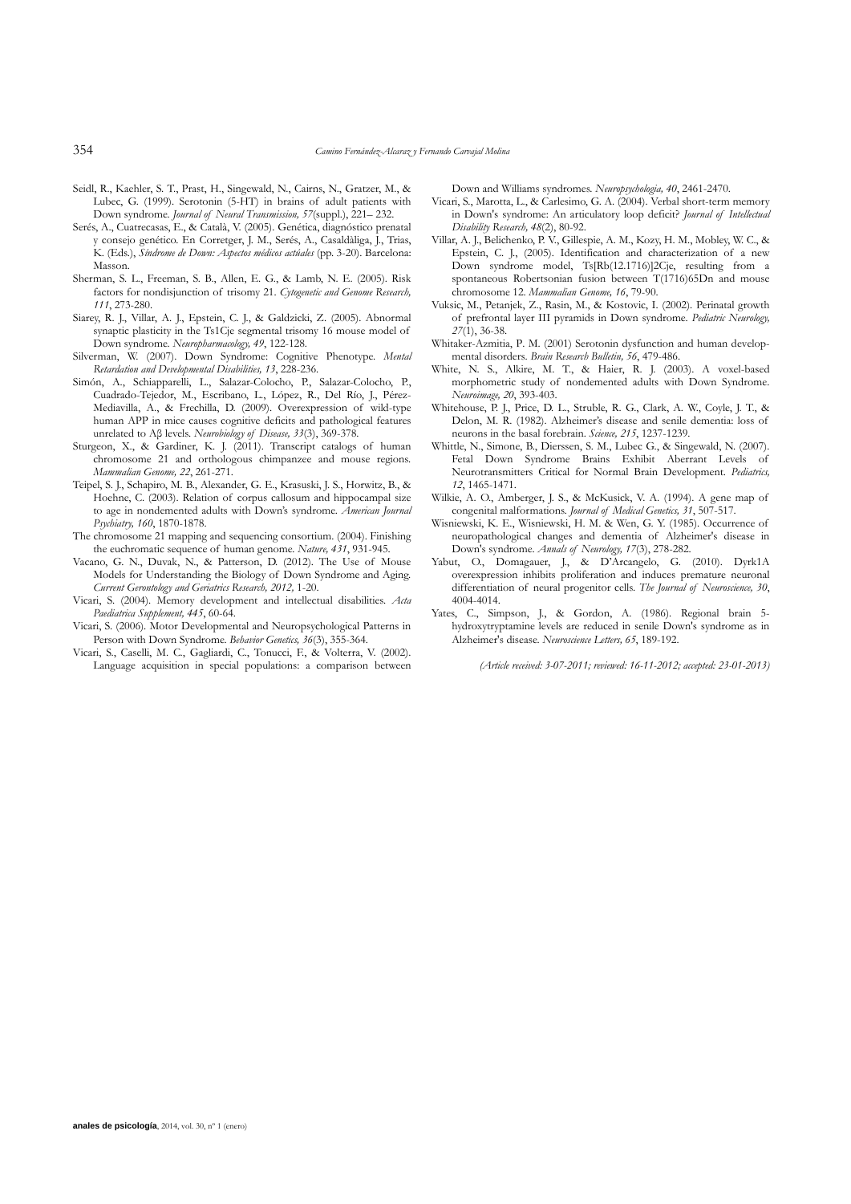Seidl, R., Kaehler, S. T., Prast, H., Singewald, N., Cairns, N., Gratzer, M., & Lubec, G. (1999). Serotonin (5-HT) in brains of adult patients with Down syndrome. *Journal of Neural Transmission, 57*(suppl.), 221– 232.

Serés, A., Cuatrecasas, E., & Català, V. (2005). Genética, diagnóstico prenatal y consejo genético. En Corretger, J. M., Serés, A., Casaldàliga, J., Trias, K. (Eds.), *Síndrome de Down: Aspectos médicos actuales* (pp. 3-20). Barcelona: Masson.

Sherman, S. L., Freeman, S. B., Allen, E. G., & Lamb, N. E. (2005). Risk factors for nondisjunction of trisomy 21. *Cytogenetic and Genome Research, 111*, 273-280.

Siarey, R. J., Villar, A. J., Epstein, C. J., & Galdzicki, Z. (2005). Abnormal synaptic plasticity in the Ts1Cje segmental trisomy 16 mouse model of Down syndrome. *Neuropharmacology, 49*, 122-128.

Silverman, W. (2007). Down Syndrome: Cognitive Phenotype. *Mental Retardation and Developmental Disabilities, 13*, 228-236.

Simón, A., Schiapparelli, L., Salazar-Colocho, P., Salazar-Colocho, P., Cuadrado-Tejedor, M., Escribano, L., López, R., Del Río, J., Pérez-Mediavilla, A., & Frechilla, D. (2009). Overexpression of wild-type human APP in mice causes cognitive deficits and pathological features unrelated to Aβ levels. *Neurobiology of Disease, 33*(3), 369-378.

Sturgeon, X., & Gardiner, K. J. (2011). Transcript catalogs of human chromosome 21 and orthologous chimpanzee and mouse regions. *Mammalian Genome, 22*, 261-271.

Teipel, S. J., Schapiro, M. B., Alexander, G. E., Krasuski, J. S., Horwitz, B., & Hoehne, C. (2003). Relation of corpus callosum and hippocampal size to age in nondemented adults with Down's syndrome. *American Journal Psychiatry, 160*, 1870-1878.

The chromosome 21 mapping and sequencing consortium. (2004). Finishing the euchromatic sequence of human genome. *Nature, 431*, 931-945.

Vacano, G. N., Duvak, N., & Patterson, D. (2012). The Use of Mouse Models for Understanding the Biology of Down Syndrome and Aging. *Current Gerontology and Geriatrics Research, 2012*, 1-20.

Vicari, S. (2004). Memory development and intellectual disabilities. *Acta Paediatrica Supplement, 445*, 60-64.

Vicari, S. (2006). Motor Developmental and Neuropsychological Patterns in Person with Down Syndrome. *Behavior Genetics, 36*(3), 355-364.

Vicari, S., Caselli, M. C., Gagliardi, C., Tonucci, F., & Volterra, V. (2002). Language acquisition in special populations: a comparison between Down and Williams syndromes. *Neuropsychologia, 40*, 2461-2470.

Vicari, S., Marotta, L., & Carlesimo, G. A. (2004). Verbal short-term memory in Down's syndrome: An articulatory loop deficit? *Journal of Intellectual Disability Research, 48*(2), 80-92.

Villar, A. J., Belichenko, P. V., Gillespie, A. M., Kozy, H. M., Mobley, W. C., & Epstein, C. J., (2005). Identification and characterization of a new Down syndrome model, Ts[Rb(12.1716)]2Cje, resulting from a spontaneous Robertsonian fusion between T(1716)65Dn and mouse chromosome 12. *Mammalian Genome, 16*, 79-90.

Vuksic, M., Petanjek, Z., Rasin, M., & Kostovic, I. (2002). Perinatal growth of prefrontal layer III pyramids in Down syndrome. *Pediatric Neurology, 27*(1), 36-38.

Whitaker-Azmitia, P. M. (2001) Serotonin dysfunction and human developmental disorders. *Brain Research Bulletin, 56*, 479-486.

White, N. S., Alkire, M. T., & Haier, R. J. (2003). A voxel-based morphometric study of nondemented adults with Down Syndrome. *Neuroimage, 20*, 393-403.

Whitehouse, P. J., Price, D. L., Struble, R. G., Clark, A. W., Coyle, J. T., & Delon, M. R. (1982). Alzheimer's disease and senile dementia: loss of neurons in the basal forebrain. *Science, 215*, 1237-1239.

Whittle, N., Simone, B., Dierssen, S. M., Lubec G., & Singewald, N. (2007). Fetal Down Syndrome Brains Exhibit Aberrant Levels of Neurotransmitters Critical for Normal Brain Development. *Pediatrics, 12*, 1465-1471.

Wilkie, A. O., Amberger, J. S., & McKusick, V. A. (1994). A gene map of congenital malformations. *Journal of Medical Genetics, 31*, 507-517.

Wisniewski, K. E., Wisniewski, H. M. & Wen, G. Y. (1985). Occurrence of neuropathological changes and dementia of Alzheimer's disease in Down's syndrome. *Annals of Neurology, 17*(3), 278-282.

Yabut, O., Domagauer, J., & D'Arcangelo, G. (2010). Dyrk1A overexpression inhibits proliferation and induces premature neuronal differentiation of neural progenitor cells. *The Journal of Neuroscience, 30*, 4004-4014.

Yates, C., Simpson, J., & Gordon, A. (1986). Regional brain 5-hydroxytryptamine levels are reduced in senile Down's syndrome as in Alzheimer's disease. *Neuroscience Letters, 65*, 189-192.

*(Article received: 3-07-2011; reviewed: 16-11-2012; accepted: 23-01-2013)*